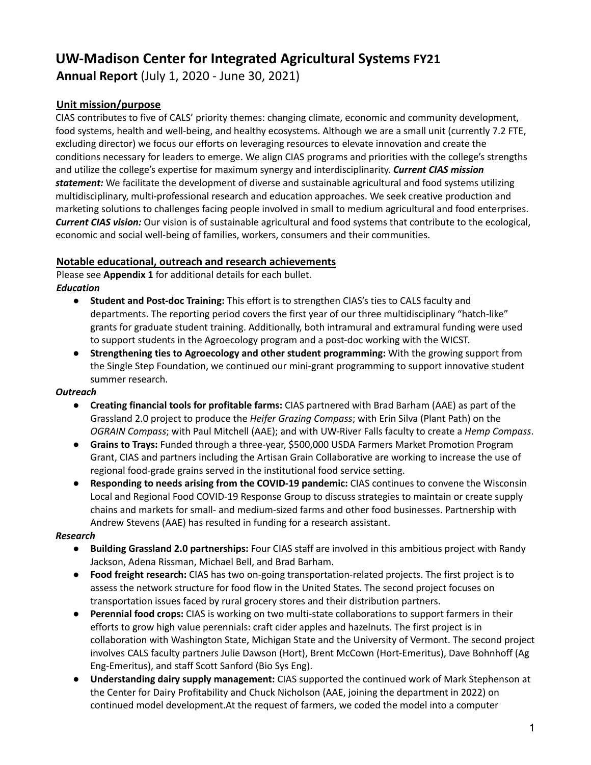# UW-Madison Center for Integrated Agricultural Systems FY21

**Annual Report** (July 1, 2020 - June 30, 2021)

## Unit mission/purpose

CIAS contributes to five of CALS' priority themes: changing climate, economic and community development, food systems, health and well-being, and healthy ecosystems. Although we are a small unit (currently 7.2 FTE, excluding director) we focus our efforts on leveraging resources to elevate innovation and create the conditions necessary for leaders to emerge. We align CIAS programs and priorities with the college's strengths and utilize the college's expertise for maximum synergy and interdisciplinarity. ***Current CIAS mission statement:*** We facilitate the development of diverse and sustainable agricultural and food systems utilizing multidisciplinary, multi-professional research and education approaches. We seek creative production and marketing solutions to challenges facing people involved in small to medium agricultural and food enterprises. ***Current CIAS vision:*** Our vision is of sustainable agricultural and food systems that contribute to the ecological, economic and social well-being of families, workers, consumers and their communities.

## Notable educational, outreach and research achievements

Please see **Appendix 1** for additional details for each bullet.

***Education***

- **Student and Post-doc Training:** This effort is to strengthen CIAS's ties to CALS faculty and departments. The reporting period covers the first year of our three multidisciplinary "hatch-like" grants for graduate student training. Additionally, both intramural and extramural funding were used to support students in the Agroecology program and a post-doc working with the WICST.
- **Strengthening ties to Agroecology and other student programming:** With the growing support from the Single Step Foundation, we continued our mini-grant programming to support innovative student summer research.

***Outreach***

- **Creating financial tools for profitable farms:** CIAS partnered with Brad Barham (AAE) as part of the Grassland 2.0 project to produce the *Heifer Grazing Compass*; with Erin Silva (Plant Path) on the *OGRAIN Compass*; with Paul Mitchell (AAE); and with UW-River Falls faculty to create a *Hemp Compass*.
- **Grains to Trays:** Funded through a three-year, $500,000 USDA Farmers Market Promotion Program Grant, CIAS and partners including the Artisan Grain Collaborative are working to increase the use of regional food-grade grains served in the institutional food service setting.
- **Responding to needs arising from the COVID-19 pandemic:** CIAS continues to convene the Wisconsin Local and Regional Food COVID-19 Response Group to discuss strategies to maintain or create supply chains and markets for small- and medium-sized farms and other food businesses. Partnership with Andrew Stevens (AAE) has resulted in funding for a research assistant.

***Research***

- **Building Grassland 2.0 partnerships:** Four CIAS staff are involved in this ambitious project with Randy Jackson, Adena Rissman, Michael Bell, and Brad Barham.
- **Food freight research:** CIAS has two on-going transportation-related projects. The first project is to assess the network structure for food flow in the United States. The second project focuses on transportation issues faced by rural grocery stores and their distribution partners.
- **Perennial food crops:** CIAS is working on two multi-state collaborations to support farmers in their efforts to grow high value perennials: craft cider apples and hazelnuts. The first project is in collaboration with Washington State, Michigan State and the University of Vermont. The second project involves CALS faculty partners Julie Dawson (Hort), Brent McCown (Hort-Emeritus), Dave Bohnhoff (Ag Eng-Emeritus), and staff Scott Sanford (Bio Sys Eng).
- **Understanding dairy supply management:** CIAS supported the continued work of Mark Stephenson at the Center for Dairy Profitability and Chuck Nicholson (AAE, joining the department in 2022) on continued model development.At the request of farmers, we coded the model into a computer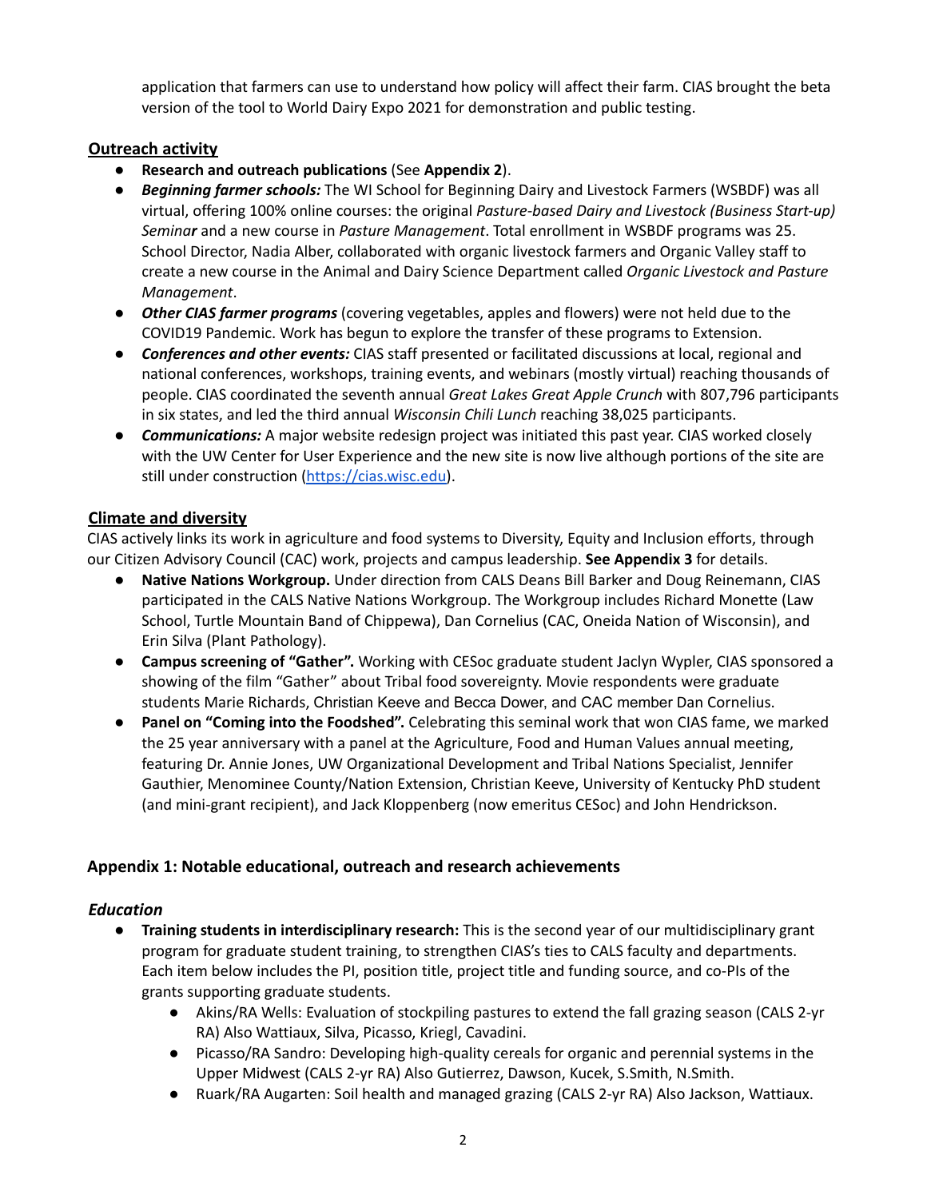application that farmers can use to understand how policy will affect their farm. CIAS brought the beta version of the tool to World Dairy Expo 2021 for demonstration and public testing.

### Outreach activity

- **Research and outreach publications** (See **Appendix 2**).
- ***Beginning farmer schools:*** The WI School for Beginning Dairy and Livestock Farmers (WSBDF) was all virtual, offering 100% online courses: the original *Pasture-based Dairy and Livestock (Business Start-up) Seminar* and a new course in *Pasture Management*. Total enrollment in WSBDF programs was 25. School Director, Nadia Alber, collaborated with organic livestock farmers and Organic Valley staff to create a new course in the Animal and Dairy Science Department called *Organic Livestock and Pasture Management*.
- ***Other CIAS farmer programs*** (covering vegetables, apples and flowers) were not held due to the COVID19 Pandemic. Work has begun to explore the transfer of these programs to Extension.
- ***Conferences and other events:*** CIAS staff presented or facilitated discussions at local, regional and national conferences, workshops, training events, and webinars (mostly virtual) reaching thousands of people. CIAS coordinated the seventh annual *Great Lakes Great Apple Crunch* with 807,796 participants in six states, and led the third annual *Wisconsin Chili Lunch* reaching 38,025 participants.
- ***Communications:*** A major website redesign project was initiated this past year. CIAS worked closely with the UW Center for User Experience and the new site is now live although portions of the site are still under construction (https://cias.wisc.edu).

### Climate and diversity

CIAS actively links its work in agriculture and food systems to Diversity, Equity and Inclusion efforts, through our Citizen Advisory Council (CAC) work, projects and campus leadership. **See Appendix 3** for details.

- **Native Nations Workgroup.** Under direction from CALS Deans Bill Barker and Doug Reinemann, CIAS participated in the CALS Native Nations Workgroup. The Workgroup includes Richard Monette (Law School, Turtle Mountain Band of Chippewa), Dan Cornelius (CAC, Oneida Nation of Wisconsin), and Erin Silva (Plant Pathology).
- **Campus screening of "Gather".** Working with CESoc graduate student Jaclyn Wypler, CIAS sponsored a showing of the film "Gather" about Tribal food sovereignty. Movie respondents were graduate students Marie Richards, Christian Keeve and Becca Dower, and CAC member Dan Cornelius.
- **Panel on "Coming into the Foodshed".** Celebrating this seminal work that won CIAS fame, we marked the 25 year anniversary with a panel at the Agriculture, Food and Human Values annual meeting, featuring Dr. Annie Jones, UW Organizational Development and Tribal Nations Specialist, Jennifer Gauthier, Menominee County/Nation Extension, Christian Keeve, University of Kentucky PhD student (and mini-grant recipient), and Jack Kloppenberg (now emeritus CESoc) and John Hendrickson.

## Appendix 1: Notable educational, outreach and research achievements

### *Education*

- **Training students in interdisciplinary research:** This is the second year of our multidisciplinary grant program for graduate student training, to strengthen CIAS's ties to CALS faculty and departments. Each item below includes the PI, position title, project title and funding source, and co-PIs of the grants supporting graduate students.
    - Akins/RA Wells: Evaluation of stockpiling pastures to extend the fall grazing season (CALS 2-yr RA) Also Wattiaux, Silva, Picasso, Kriegl, Cavadini.
    - Picasso/RA Sandro: Developing high-quality cereals for organic and perennial systems in the Upper Midwest (CALS 2-yr RA) Also Gutierrez, Dawson, Kucek, S.Smith, N.Smith.
    - Ruark/RA Augarten: Soil health and managed grazing (CALS 2-yr RA) Also Jackson, Wattiaux.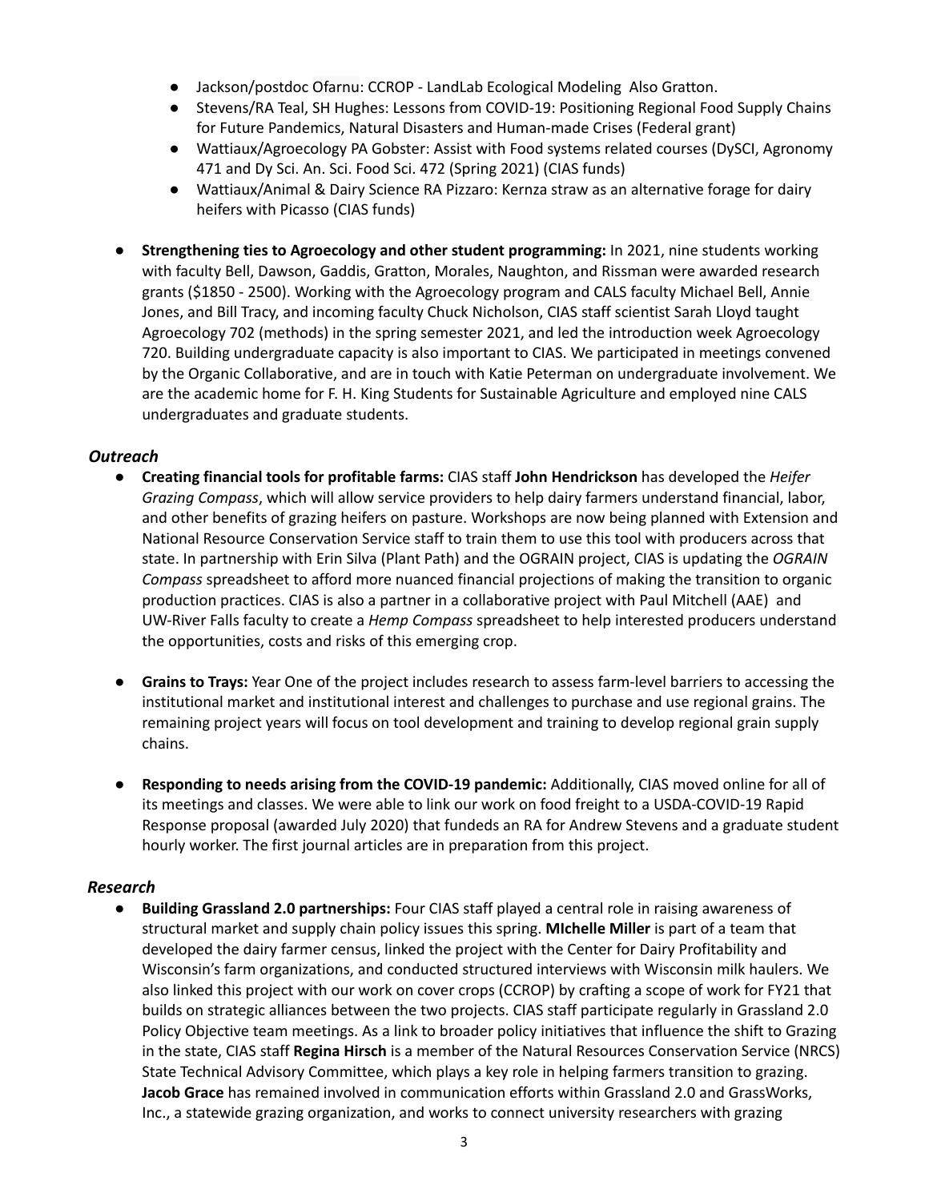- Jackson/postdoc Ofarnu: CCROP - LandLab Ecological Modeling Also Gratton.
- Stevens/RA Teal, SH Hughes: Lessons from COVID-19: Positioning Regional Food Supply Chains for Future Pandemics, Natural Disasters and Human-made Crises (Federal grant)
- Wattiaux/Agroecology PA Gobster: Assist with Food systems related courses (DySCI, Agronomy 471 and Dy Sci. An. Sci. Food Sci. 472 (Spring 2021) (CIAS funds)
- Wattiaux/Animal & Dairy Science RA Pizzaro: Kernza straw as an alternative forage for dairy heifers with Picasso (CIAS funds)

- **Strengthening ties to Agroecology and other student programming:** In 2021, nine students working with faculty Bell, Dawson, Gaddis, Gratton, Morales, Naughton, and Rissman were awarded research grants ($1850 - 2500). Working with the Agroecology program and CALS faculty Michael Bell, Annie Jones, and Bill Tracy, and incoming faculty Chuck Nicholson, CIAS staff scientist Sarah Lloyd taught Agroecology 702 (methods) in the spring semester 2021, and led the introduction week Agroecology 720. Building undergraduate capacity is also important to CIAS. We participated in meetings convened by the Organic Collaborative, and are in touch with Katie Peterman on undergraduate involvement. We are the academic home for F. H. King Students for Sustainable Agriculture and employed nine CALS undergraduates and graduate students.

### *Outreach*

- **Creating financial tools for profitable farms:** CIAS staff **John Hendrickson** has developed the *Heifer Grazing Compass*, which will allow service providers to help dairy farmers understand financial, labor, and other benefits of grazing heifers on pasture. Workshops are now being planned with Extension and National Resource Conservation Service staff to train them to use this tool with producers across that state. In partnership with Erin Silva (Plant Path) and the OGRAIN project, CIAS is updating the *OGRAIN Compass* spreadsheet to afford more nuanced financial projections of making the transition to organic production practices. CIAS is also a partner in a collaborative project with Paul Mitchell (AAE) and UW-River Falls faculty to create a *Hemp Compass* spreadsheet to help interested producers understand the opportunities, costs and risks of this emerging crop.

- **Grains to Trays:** Year One of the project includes research to assess farm-level barriers to accessing the institutional market and institutional interest and challenges to purchase and use regional grains. The remaining project years will focus on tool development and training to develop regional grain supply chains.

- **Responding to needs arising from the COVID-19 pandemic:** Additionally, CIAS moved online for all of its meetings and classes. We were able to link our work on food freight to a USDA-COVID-19 Rapid Response proposal (awarded July 2020) that fundeds an RA for Andrew Stevens and a graduate student hourly worker. The first journal articles are in preparation from this project.

### *Research*

- **Building Grassland 2.0 partnerships:** Four CIAS staff played a central role in raising awareness of structural market and supply chain policy issues this spring. **MIchelle Miller** is part of a team that developed the dairy farmer census, linked the project with the Center for Dairy Profitability and Wisconsin's farm organizations, and conducted structured interviews with Wisconsin milk haulers. We also linked this project with our work on cover crops (CCROP) by crafting a scope of work for FY21 that builds on strategic alliances between the two projects. CIAS staff participate regularly in Grassland 2.0 Policy Objective team meetings. As a link to broader policy initiatives that influence the shift to Grazing in the state, CIAS staff **Regina Hirsch** is a member of the Natural Resources Conservation Service (NRCS) State Technical Advisory Committee, which plays a key role in helping farmers transition to grazing. **Jacob Grace** has remained involved in communication efforts within Grassland 2.0 and GrassWorks, Inc., a statewide grazing organization, and works to connect university researchers with grazing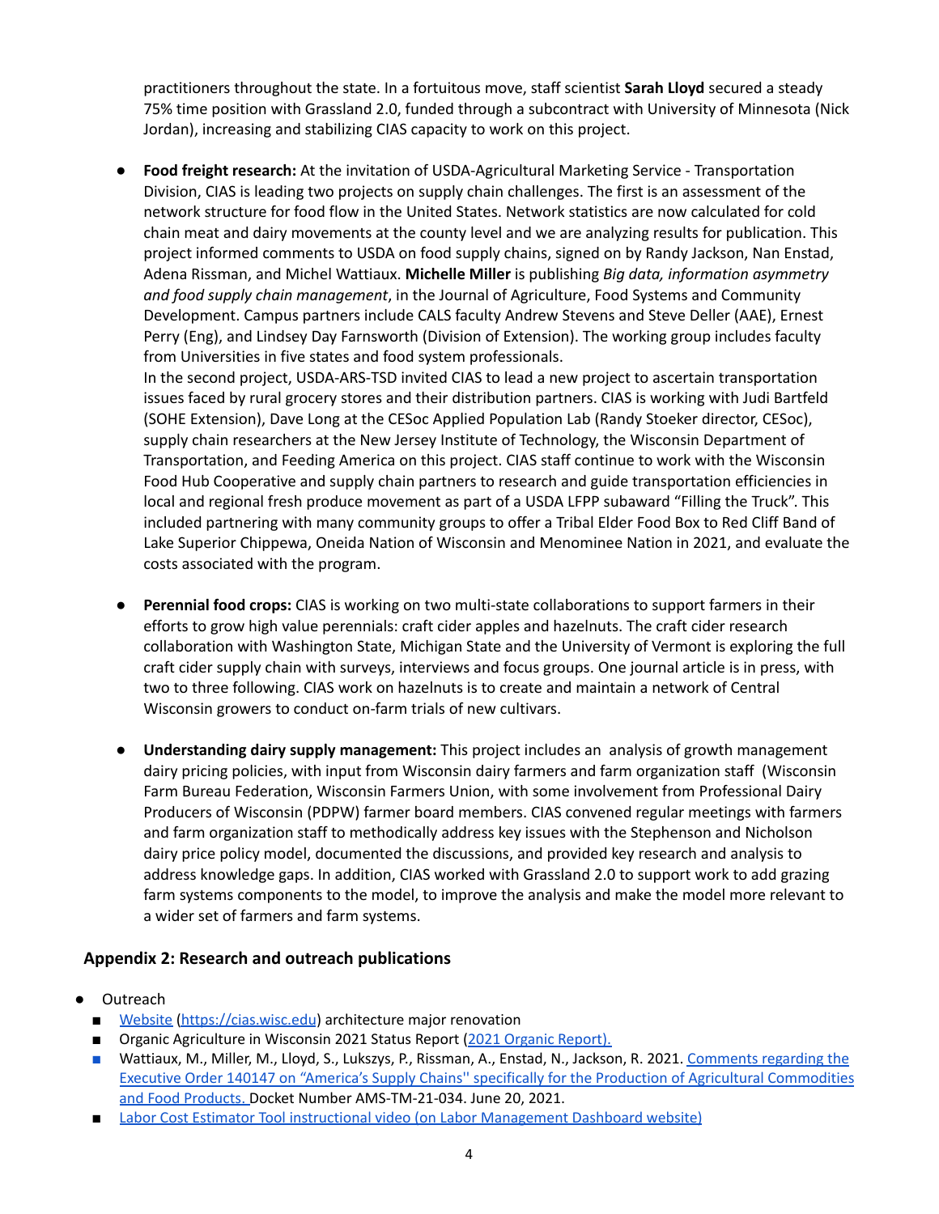practitioners throughout the state. In a fortuitous move, staff scientist **Sarah Lloyd** secured a steady 75% time position with Grassland 2.0, funded through a subcontract with University of Minnesota (Nick Jordan), increasing and stabilizing CIAS capacity to work on this project.

- **Food freight research:** At the invitation of USDA-Agricultural Marketing Service - Transportation Division, CIAS is leading two projects on supply chain challenges. The first is an assessment of the network structure for food flow in the United States. Network statistics are now calculated for cold chain meat and dairy movements at the county level and we are analyzing results for publication. This project informed comments to USDA on food supply chains, signed on by Randy Jackson, Nan Enstad, Adena Rissman, and Michel Wattiaux. **Michelle Miller** is publishing *Big data, information asymmetry and food supply chain management*, in the Journal of Agriculture, Food Systems and Community Development. Campus partners include CALS faculty Andrew Stevens and Steve Deller (AAE), Ernest Perry (Eng), and Lindsey Day Farnsworth (Division of Extension). The working group includes faculty from Universities in five states and food system professionals.
  In the second project, USDA-ARS-TSD invited CIAS to lead a new project to ascertain transportation issues faced by rural grocery stores and their distribution partners. CIAS is working with Judi Bartfeld (SOHE Extension), Dave Long at the CESoc Applied Population Lab (Randy Stoeker director, CESoc), supply chain researchers at the New Jersey Institute of Technology, the Wisconsin Department of Transportation, and Feeding America on this project. CIAS staff continue to work with the Wisconsin Food Hub Cooperative and supply chain partners to research and guide transportation efficiencies in local and regional fresh produce movement as part of a USDA LFPP subaward "Filling the Truck". This included partnering with many community groups to offer a Tribal Elder Food Box to Red Cliff Band of Lake Superior Chippewa, Oneida Nation of Wisconsin and Menominee Nation in 2021, and evaluate the costs associated with the program.

- **Perennial food crops:** CIAS is working on two multi-state collaborations to support farmers in their efforts to grow high value perennials: craft cider apples and hazelnuts. The craft cider research collaboration with Washington State, Michigan State and the University of Vermont is exploring the full craft cider supply chain with surveys, interviews and focus groups. One journal article is in press, with two to three following. CIAS work on hazelnuts is to create and maintain a network of Central Wisconsin growers to conduct on-farm trials of new cultivars.

- **Understanding dairy supply management:** This project includes an analysis of growth management dairy pricing policies, with input from Wisconsin dairy farmers and farm organization staff (Wisconsin Farm Bureau Federation, Wisconsin Farmers Union, with some involvement from Professional Dairy Producers of Wisconsin (PDPW) farmer board members. CIAS convened regular meetings with farmers and farm organization staff to methodically address key issues with the Stephenson and Nicholson dairy price policy model, documented the discussions, and provided key research and analysis to address knowledge gaps. In addition, CIAS worked with Grassland 2.0 to support work to add grazing farm systems components to the model, to improve the analysis and make the model more relevant to a wider set of farmers and farm systems.

## Appendix 2: Research and outreach publications

- Outreach
  - Website (https://cias.wisc.edu) architecture major renovation
  - Organic Agriculture in Wisconsin 2021 Status Report (2021 Organic Report).
  - Wattiaux, M., Miller, M., Lloyd, S., Lukszys, P., Rissman, A., Enstad, N., Jackson, R. 2021. Comments regarding the Executive Order 140147 on "America's Supply Chains'' specifically for the Production of Agricultural Commodities and Food Products. Docket Number AMS-TM-21-034. June 20, 2021.
  - Labor Cost Estimator Tool instructional video (on Labor Management Dashboard website)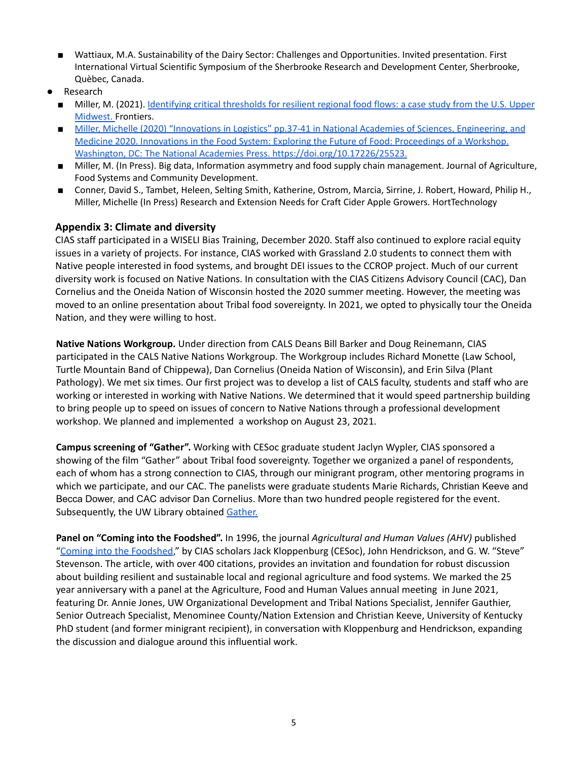- Wattiaux, M.A. Sustainability of the Dairy Sector: Challenges and Opportunities. Invited presentation. First International Virtual Scientific Symposium of the Sherbrooke Research and Development Center, Sherbrooke, Quèbec, Canada.

- Research
  - Miller, M. (2021). Identifying critical thresholds for resilient regional food flows: a case study from the U.S. Upper Midwest. Frontiers.
  - Miller, Michelle (2020) "Innovations in Logistics" pp.37-41 in National Academies of Sciences, Engineering, and Medicine 2020. Innovations in the Food System: Exploring the Future of Food: Proceedings of a Workshop. Washington, DC: The National Academies Press. https://doi.org/10.17226/25523.
  - Miller, M. (In Press). Big data, Information asymmetry and food supply chain management. Journal of Agriculture, Food Systems and Community Development.
  - Conner, David S., Tambet, Heleen, Selting Smith, Katherine, Ostrom, Marcia, Sirrine, J. Robert, Howard, Philip H., Miller, Michelle (In Press) Research and Extension Needs for Craft Cider Apple Growers. HortTechnology

## Appendix 3: Climate and diversity

CIAS staff participated in a WISELI Bias Training, December 2020. Staff also continued to explore racial equity issues in a variety of projects. For instance, CIAS worked with Grassland 2.0 students to connect them with Native people interested in food systems, and brought DEI issues to the CCROP project. Much of our current diversity work is focused on Native Nations. In consultation with the CIAS Citizens Advisory Council (CAC), Dan Cornelius and the Oneida Nation of Wisconsin hosted the 2020 summer meeting. However, the meeting was moved to an online presentation about Tribal food sovereignty. In 2021, we opted to physically tour the Oneida Nation, and they were willing to host.

**Native Nations Workgroup.** Under direction from CALS Deans Bill Barker and Doug Reinemann, CIAS participated in the CALS Native Nations Workgroup. The Workgroup includes Richard Monette (Law School, Turtle Mountain Band of Chippewa), Dan Cornelius (Oneida Nation of Wisconsin), and Erin Silva (Plant Pathology). We met six times. Our first project was to develop a list of CALS faculty, students and staff who are working or interested in working with Native Nations. We determined that it would speed partnership building to bring people up to speed on issues of concern to Native Nations through a professional development workshop. We planned and implemented a workshop on August 23, 2021.

**Campus screening of "Gather".** Working with CESoc graduate student Jaclyn Wypler, CIAS sponsored a showing of the film "Gather" about Tribal food sovereignty. Together we organized a panel of respondents, each of whom has a strong connection to CIAS, through our minigrant program, other mentoring programs in which we participate, and our CAC. The panelists were graduate students Marie Richards, Christian Keeve and Becca Dower, and CAC advisor Dan Cornelius. More than two hundred people registered for the event. Subsequently, the UW Library obtained Gather.

**Panel on "Coming into the Foodshed".** In 1996, the journal *Agricultural and Human Values (AHV)* published "Coming into the Foodshed," by CIAS scholars Jack Kloppenburg (CESoc), John Hendrickson, and G. W. "Steve" Stevenson. The article, with over 400 citations, provides an invitation and foundation for robust discussion about building resilient and sustainable local and regional agriculture and food systems. We marked the 25 year anniversary with a panel at the Agriculture, Food and Human Values annual meeting in June 2021, featuring Dr. Annie Jones, UW Organizational Development and Tribal Nations Specialist, Jennifer Gauthier, Senior Outreach Specialist, Menominee County/Nation Extension and Christian Keeve, University of Kentucky PhD student (and former minigrant recipient), in conversation with Kloppenburg and Hendrickson, expanding the discussion and dialogue around this influential work.